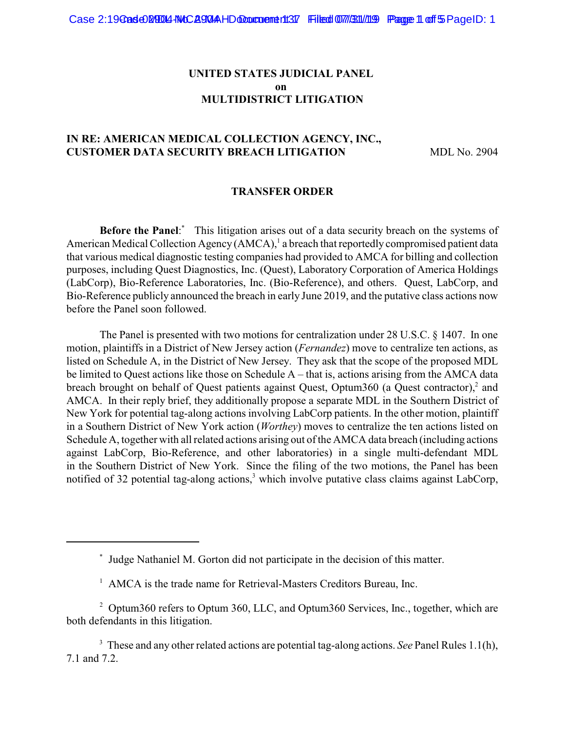**UNITED STATES JUDICIAL PANEL**
**on**
**MULTIDISTRICT LITIGATION**

**IN RE: AMERICAN MEDICAL COLLECTION AGENCY, INC., CUSTOMER DATA SECURITY BREACH LITIGATION** MDL No. 2904

## TRANSFER ORDER

**Before the Panel**:* This litigation arises out of a data security breach on the systems of American Medical Collection Agency (AMCA),[1] a breach that reportedly compromised patient data that various medical diagnostic testing companies had provided to AMCA for billing and collection purposes, including Quest Diagnostics, Inc. (Quest), Laboratory Corporation of America Holdings (LabCorp), Bio-Reference Laboratories, Inc. (Bio-Reference), and others. Quest, LabCorp, and Bio-Reference publicly announced the breach in early June 2019, and the putative class actions now before the Panel soon followed.

The Panel is presented with two motions for centralization under 28 U.S.C. § 1407. In one motion, plaintiffs in a District of New Jersey action (*Fernandez*) move to centralize ten actions, as listed on Schedule A, in the District of New Jersey. They ask that the scope of the proposed MDL be limited to Quest actions like those on Schedule A – that is, actions arising from the AMCA data breach brought on behalf of Quest patients against Quest, Optum360 (a Quest contractor),[2] and AMCA. In their reply brief, they additionally propose a separate MDL in the Southern District of New York for potential tag-along actions involving LabCorp patients. In the other motion, plaintiff in a Southern District of New York action (*Worthey*) moves to centralize the ten actions listed on Schedule A, together with all related actions arising out of the AMCA data breach (including actions against LabCorp, Bio-Reference, and other laboratories) in a single multi-defendant MDL in the Southern District of New York. Since the filing of the two motions, the Panel has been notified of 32 potential tag-along actions,[3] which involve putative class claims against LabCorp,

---

\* Judge Nathaniel M. Gorton did not participate in the decision of this matter.

[1] AMCA is the trade name for Retrieval-Masters Creditors Bureau, Inc.

[2] Optum360 refers to Optum 360, LLC, and Optum360 Services, Inc., together, which are both defendants in this litigation.

[3] These and any other related actions are potential tag-along actions. *See* Panel Rules 1.1(h), 7.1 and 7.2.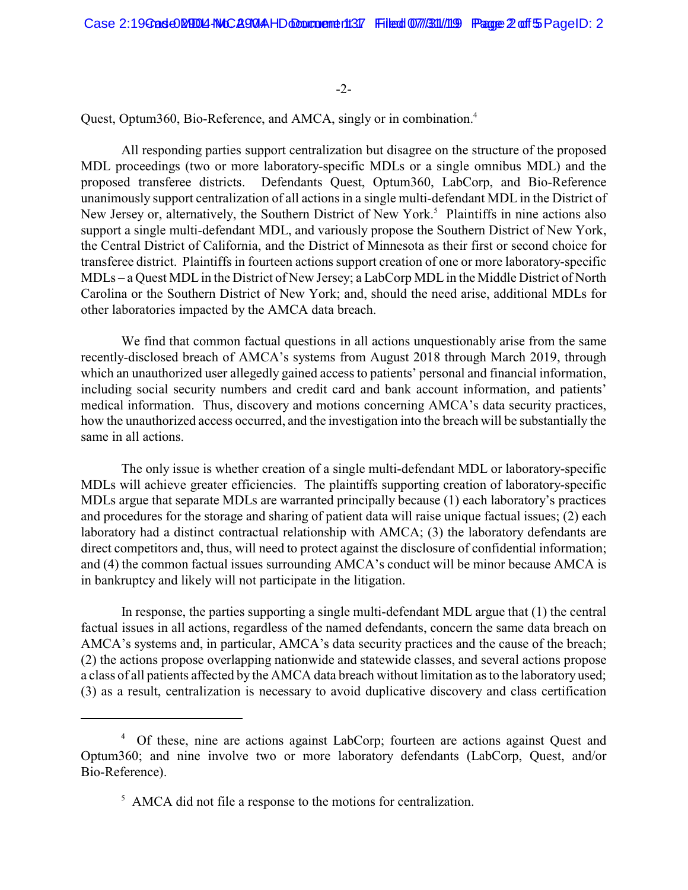Quest, Optum360, Bio-Reference, and AMCA, singly or in combination.[4]

All responding parties support centralization but disagree on the structure of the proposed MDL proceedings (two or more laboratory-specific MDLs or a single omnibus MDL) and the proposed transferee districts. Defendants Quest, Optum360, LabCorp, and Bio-Reference unanimously support centralization of all actions in a single multi-defendant MDL in the District of New Jersey or, alternatively, the Southern District of New York.[5] Plaintiffs in nine actions also support a single multi-defendant MDL, and variously propose the Southern District of New York, the Central District of California, and the District of Minnesota as their first or second choice for transferee district. Plaintiffs in fourteen actions support creation of one or more laboratory-specific MDLs – a Quest MDL in the District of New Jersey; a LabCorp MDL in the Middle District of North Carolina or the Southern District of New York; and, should the need arise, additional MDLs for other laboratories impacted by the AMCA data breach.

We find that common factual questions in all actions unquestionably arise from the same recently-disclosed breach of AMCA's systems from August 2018 through March 2019, through which an unauthorized user allegedly gained access to patients' personal and financial information, including social security numbers and credit card and bank account information, and patients' medical information. Thus, discovery and motions concerning AMCA's data security practices, how the unauthorized access occurred, and the investigation into the breach will be substantially the same in all actions.

The only issue is whether creation of a single multi-defendant MDL or laboratory-specific MDLs will achieve greater efficiencies. The plaintiffs supporting creation of laboratory-specific MDLs argue that separate MDLs are warranted principally because (1) each laboratory's practices and procedures for the storage and sharing of patient data will raise unique factual issues; (2) each laboratory had a distinct contractual relationship with AMCA; (3) the laboratory defendants are direct competitors and, thus, will need to protect against the disclosure of confidential information; and (4) the common factual issues surrounding AMCA's conduct will be minor because AMCA is in bankruptcy and likely will not participate in the litigation.

In response, the parties supporting a single multi-defendant MDL argue that (1) the central factual issues in all actions, regardless of the named defendants, concern the same data breach on AMCA's systems and, in particular, AMCA's data security practices and the cause of the breach; (2) the actions propose overlapping nationwide and statewide classes, and several actions propose a class of all patients affected by the AMCA data breach without limitation as to the laboratory used; (3) as a result, centralization is necessary to avoid duplicative discovery and class certification

[4] Of these, nine are actions against LabCorp; fourteen are actions against Quest and Optum360; and nine involve two or more laboratory defendants (LabCorp, Quest, and/or Bio-Reference).

[5] AMCA did not file a response to the motions for centralization.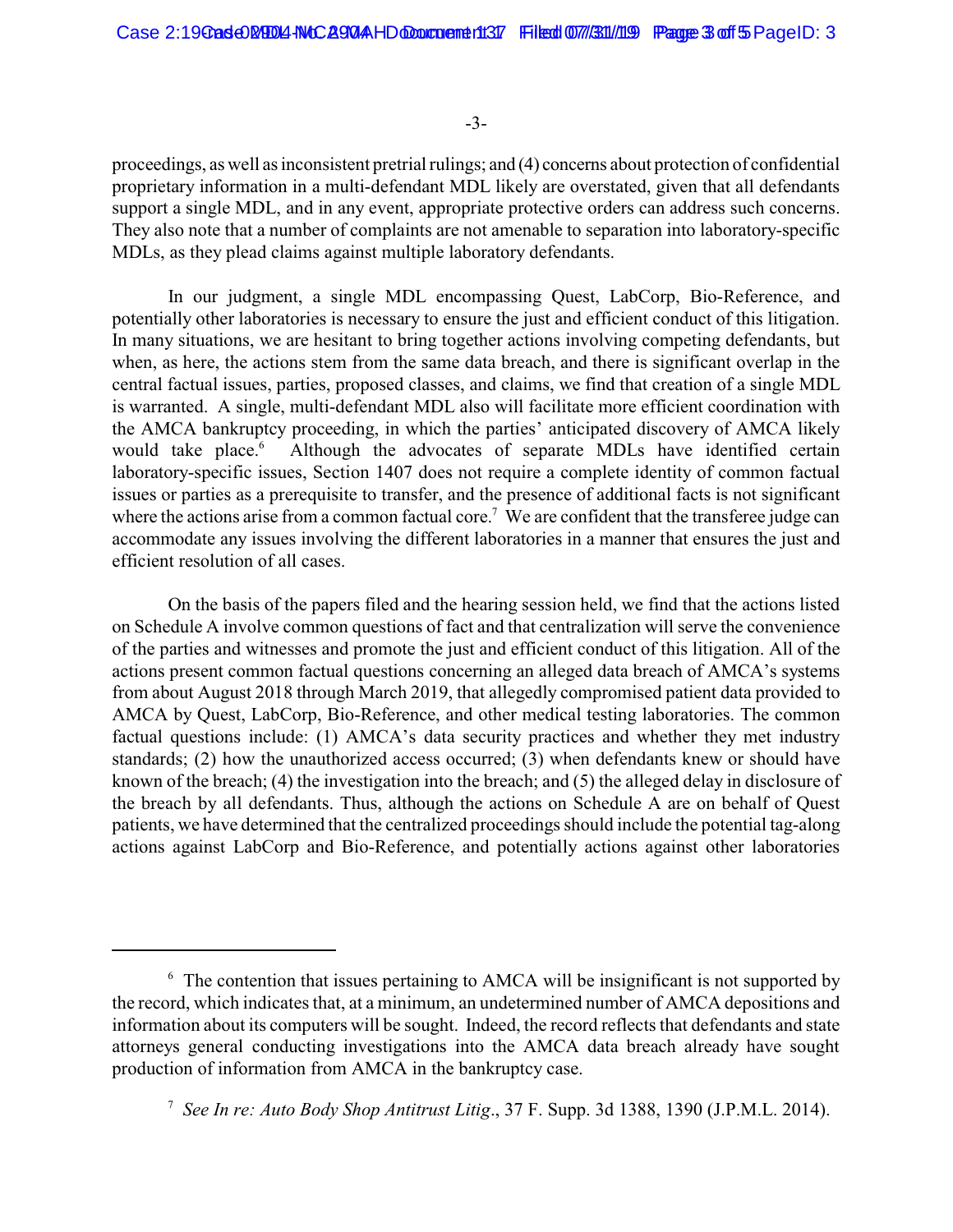proceedings, as well as inconsistent pretrial rulings; and (4) concerns about protection of confidential proprietary information in a multi-defendant MDL likely are overstated, given that all defendants support a single MDL, and in any event, appropriate protective orders can address such concerns. They also note that a number of complaints are not amenable to separation into laboratory-specific MDLs, as they plead claims against multiple laboratory defendants.

In our judgment, a single MDL encompassing Quest, LabCorp, Bio-Reference, and potentially other laboratories is necessary to ensure the just and efficient conduct of this litigation. In many situations, we are hesitant to bring together actions involving competing defendants, but when, as here, the actions stem from the same data breach, and there is significant overlap in the central factual issues, parties, proposed classes, and claims, we find that creation of a single MDL is warranted. A single, multi-defendant MDL also will facilitate more efficient coordination with the AMCA bankruptcy proceeding, in which the parties' anticipated discovery of AMCA likely would take place.[6] Although the advocates of separate MDLs have identified certain laboratory-specific issues, Section 1407 does not require a complete identity of common factual issues or parties as a prerequisite to transfer, and the presence of additional facts is not significant where the actions arise from a common factual core.[7] We are confident that the transferee judge can accommodate any issues involving the different laboratories in a manner that ensures the just and efficient resolution of all cases.

On the basis of the papers filed and the hearing session held, we find that the actions listed on Schedule A involve common questions of fact and that centralization will serve the convenience of the parties and witnesses and promote the just and efficient conduct of this litigation. All of the actions present common factual questions concerning an alleged data breach of AMCA's systems from about August 2018 through March 2019, that allegedly compromised patient data provided to AMCA by Quest, LabCorp, Bio-Reference, and other medical testing laboratories. The common factual questions include: (1) AMCA's data security practices and whether they met industry standards; (2) how the unauthorized access occurred; (3) when defendants knew or should have known of the breach; (4) the investigation into the breach; and (5) the alleged delay in disclosure of the breach by all defendants. Thus, although the actions on Schedule A are on behalf of Quest patients, we have determined that the centralized proceedings should include the potential tag-along actions against LabCorp and Bio-Reference, and potentially actions against other laboratories

---

[6] The contention that issues pertaining to AMCA will be insignificant is not supported by the record, which indicates that, at a minimum, an undetermined number of AMCA depositions and information about its computers will be sought. Indeed, the record reflects that defendants and state attorneys general conducting investigations into the AMCA data breach already have sought production of information from AMCA in the bankruptcy case.

[7] *See In re: Auto Body Shop Antitrust Litig*., 37 F. Supp. 3d 1388, 1390 (J.P.M.L. 2014).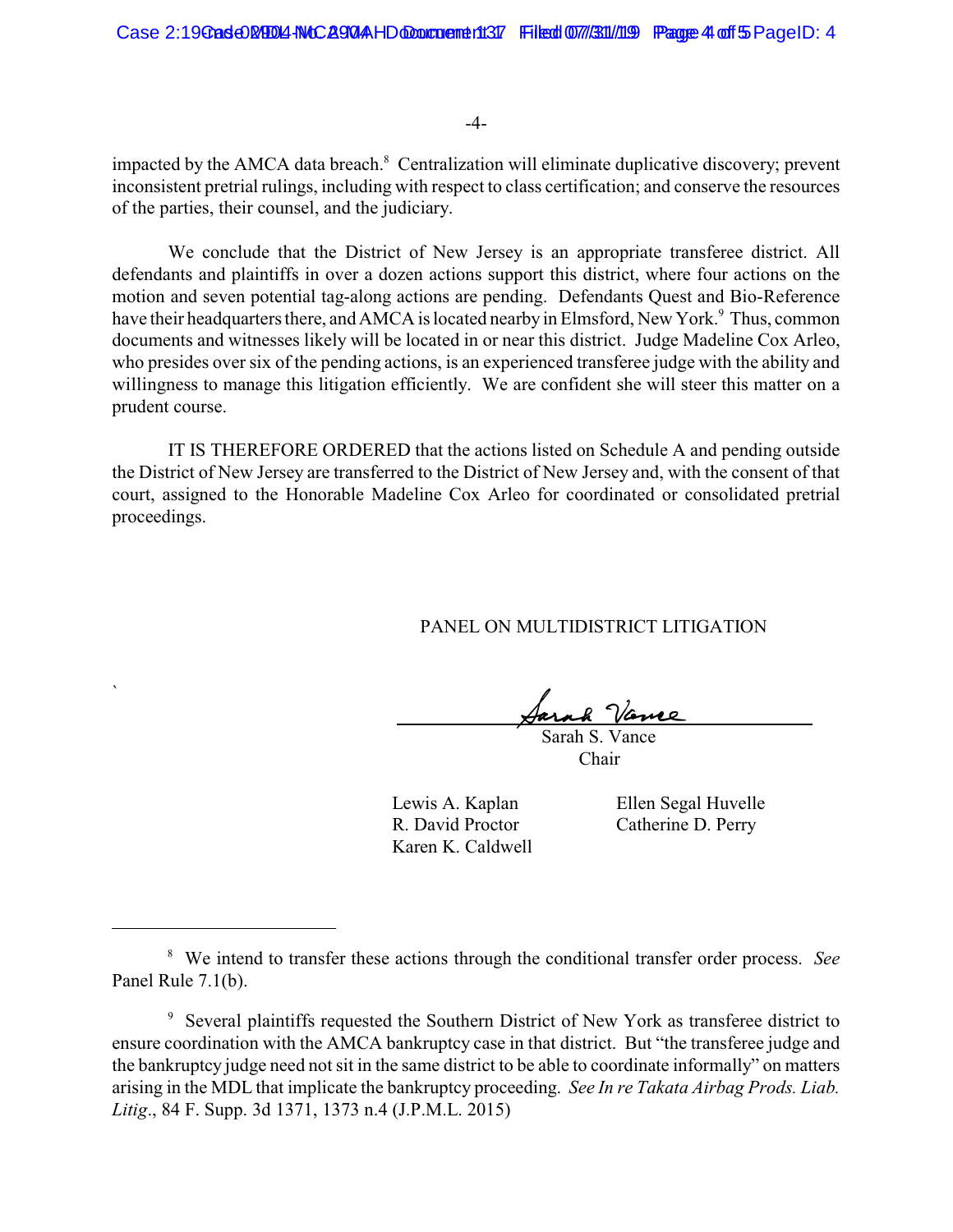impacted by the AMCA data breach.[8] Centralization will eliminate duplicative discovery; prevent inconsistent pretrial rulings, including with respect to class certification; and conserve the resources of the parties, their counsel, and the judiciary.

We conclude that the District of New Jersey is an appropriate transferee district. All defendants and plaintiffs in over a dozen actions support this district, where four actions on the motion and seven potential tag-along actions are pending. Defendants Quest and Bio-Reference have their headquarters there, and AMCA is located nearby in Elmsford, New York.[9] Thus, common documents and witnesses likely will be located in or near this district. Judge Madeline Cox Arleo, who presides over six of the pending actions, is an experienced transferee judge with the ability and willingness to manage this litigation efficiently. We are confident she will steer this matter on a prudent course.

IT IS THEREFORE ORDERED that the actions listed on Schedule A and pending outside the District of New Jersey are transferred to the District of New Jersey and, with the consent of that court, assigned to the Honorable Madeline Cox Arleo for coordinated or consolidated pretrial proceedings.

PANEL ON MULTIDISTRICT LITIGATION

Sarah S. Vance
Chair

Lewis A. Kaplan
R. David Proctor
Karen K. Caldwell
Ellen Segal Huvelle
Catherine D. Perry

---

[8] We intend to transfer these actions through the conditional transfer order process. *See* Panel Rule 7.1(b).

[9] Several plaintiffs requested the Southern District of New York as transferee district to ensure coordination with the AMCA bankruptcy case in that district. But "the transferee judge and the bankruptcy judge need not sit in the same district to be able to coordinate informally" on matters arising in the MDL that implicate the bankruptcy proceeding. *See In re Takata Airbag Prods. Liab. Litig*., 84 F. Supp. 3d 1371, 1373 n.4 (J.P.M.L. 2015)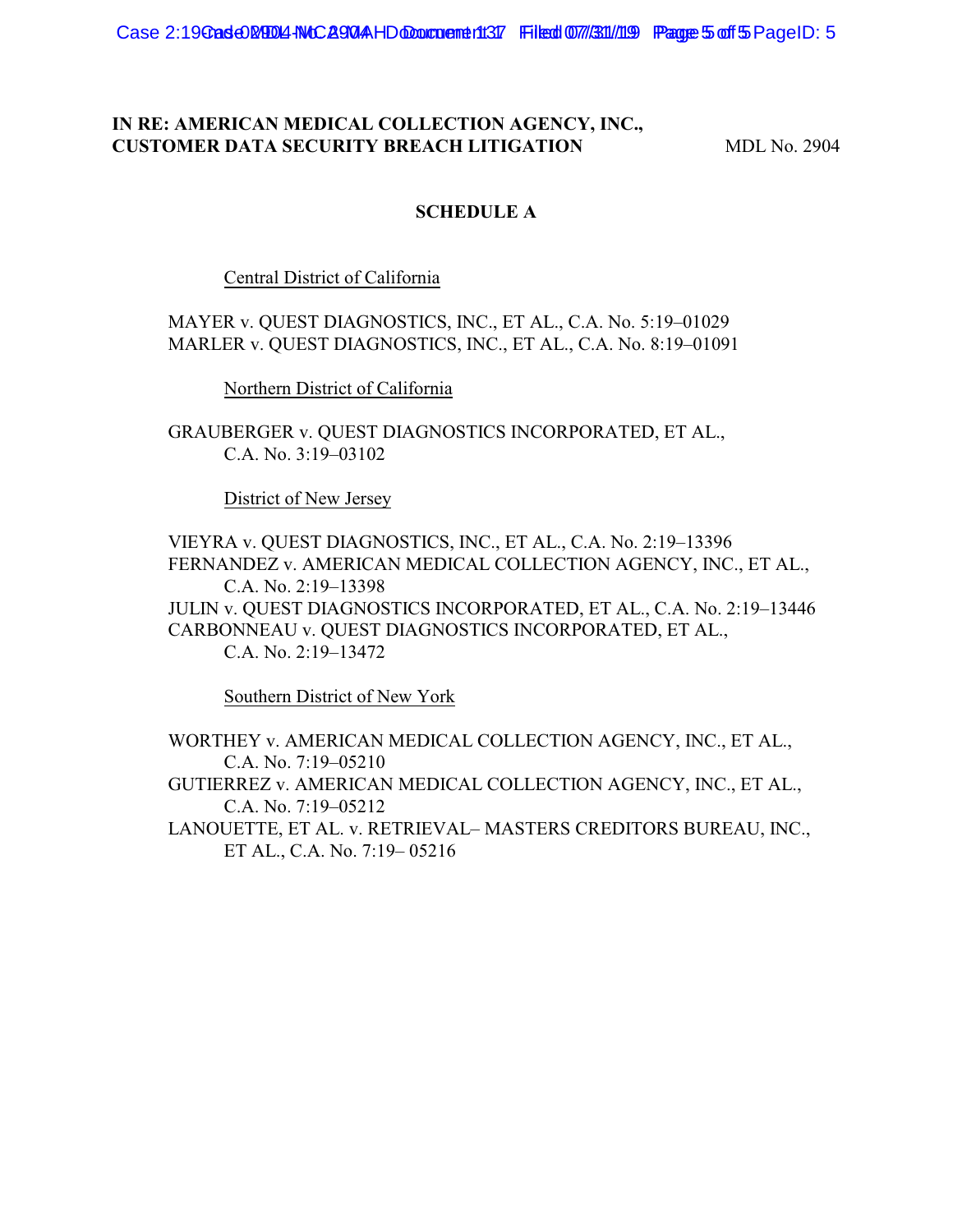**IN RE: AMERICAN MEDICAL COLLECTION AGENCY, INC., CUSTOMER DATA SECURITY BREACH LITIGATION** MDL No. 2904

**SCHEDULE A**

Central District of California

MAYER v. QUEST DIAGNOSTICS, INC., ET AL., C.A. No. 5:19–01029
MARLER v. QUEST DIAGNOSTICS, INC., ET AL., C.A. No. 8:19–01091

Northern District of California

GRAUBERGER v. QUEST DIAGNOSTICS INCORPORATED, ET AL., C.A. No. 3:19–03102

District of New Jersey

VIEYRA v. QUEST DIAGNOSTICS, INC., ET AL., C.A. No. 2:19–13396
FERNANDEZ v. AMERICAN MEDICAL COLLECTION AGENCY, INC., ET AL., C.A. No. 2:19–13398
JULIN v. QUEST DIAGNOSTICS INCORPORATED, ET AL., C.A. No. 2:19–13446
CARBONNEAU v. QUEST DIAGNOSTICS INCORPORATED, ET AL., C.A. No. 2:19–13472

Southern District of New York

WORTHEY v. AMERICAN MEDICAL COLLECTION AGENCY, INC., ET AL., C.A. No. 7:19–05210
GUTIERREZ v. AMERICAN MEDICAL COLLECTION AGENCY, INC., ET AL., C.A. No. 7:19–05212
LANOUETTE, ET AL. v. RETRIEVAL– MASTERS CREDITORS BUREAU, INC., ET AL., C.A. No. 7:19– 05216